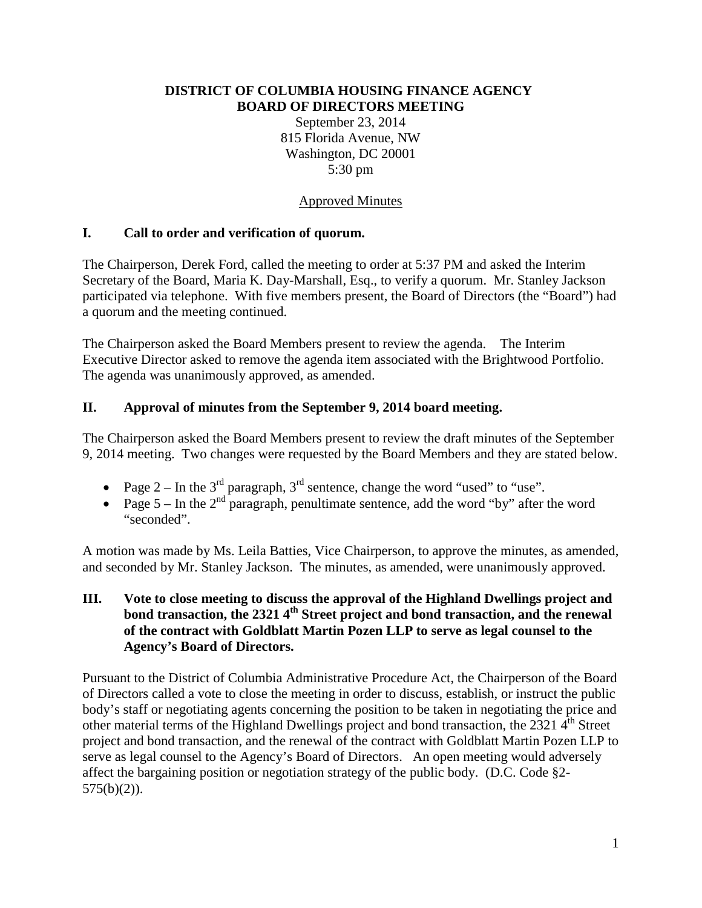**DISTRICT OF COLUMBIA HOUSING FINANCE AGENCY**
**BOARD OF DIRECTORS MEETING**

September 23, 2014
815 Florida Avenue, NW
Washington, DC 20001
5:30 pm

Approved Minutes

## I. Call to order and verification of quorum.

The Chairperson, Derek Ford, called the meeting to order at 5:37 PM and asked the Interim Secretary of the Board, Maria K. Day-Marshall, Esq., to verify a quorum. Mr. Stanley Jackson participated via telephone. With five members present, the Board of Directors (the "Board") had a quorum and the meeting continued.

The Chairperson asked the Board Members present to review the agenda. The Interim Executive Director asked to remove the agenda item associated with the Brightwood Portfolio. The agenda was unanimously approved, as amended.

## II. Approval of minutes from the September 9, 2014 board meeting.

The Chairperson asked the Board Members present to review the draft minutes of the September 9, 2014 meeting. Two changes were requested by the Board Members and they are stated below.

- Page 2 – In the 3rd paragraph, 3rd sentence, change the word "used" to "use".
- Page 5 – In the 2nd paragraph, penultimate sentence, add the word "by" after the word "seconded".

A motion was made by Ms. Leila Batties, Vice Chairperson, to approve the minutes, as amended, and seconded by Mr. Stanley Jackson. The minutes, as amended, were unanimously approved.

## III. Vote to close meeting to discuss the approval of the Highland Dwellings project and bond transaction, the 2321 4th Street project and bond transaction, and the renewal of the contract with Goldblatt Martin Pozen LLP to serve as legal counsel to the Agency's Board of Directors.

Pursuant to the District of Columbia Administrative Procedure Act, the Chairperson of the Board of Directors called a vote to close the meeting in order to discuss, establish, or instruct the public body's staff or negotiating agents concerning the position to be taken in negotiating the price and other material terms of the Highland Dwellings project and bond transaction, the 2321 4th Street project and bond transaction, and the renewal of the contract with Goldblatt Martin Pozen LLP to serve as legal counsel to the Agency's Board of Directors. An open meeting would adversely affect the bargaining position or negotiation strategy of the public body. (D.C. Code §2-575(b)(2)).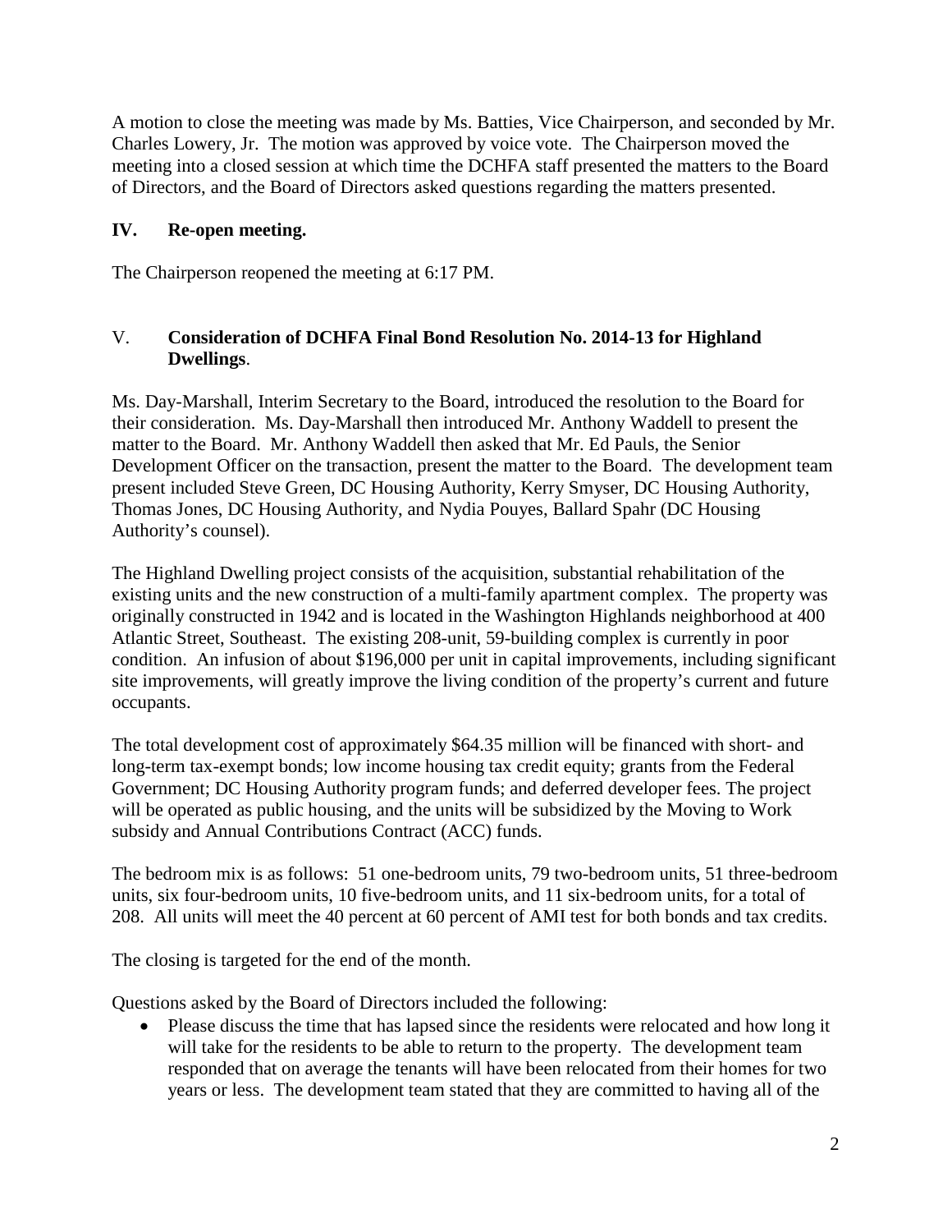A motion to close the meeting was made by Ms. Batties, Vice Chairperson, and seconded by Mr. Charles Lowery, Jr. The motion was approved by voice vote. The Chairperson moved the meeting into a closed session at which time the DCHFA staff presented the matters to the Board of Directors, and the Board of Directors asked questions regarding the matters presented.

## IV. Re-open meeting.

The Chairperson reopened the meeting at 6:17 PM.

## V. Consideration of DCHFA Final Bond Resolution No. 2014-13 for Highland Dwellings.

Ms. Day-Marshall, Interim Secretary to the Board, introduced the resolution to the Board for their consideration. Ms. Day-Marshall then introduced Mr. Anthony Waddell to present the matter to the Board. Mr. Anthony Waddell then asked that Mr. Ed Pauls, the Senior Development Officer on the transaction, present the matter to the Board. The development team present included Steve Green, DC Housing Authority, Kerry Smyser, DC Housing Authority, Thomas Jones, DC Housing Authority, and Nydia Pouyes, Ballard Spahr (DC Housing Authority's counsel).

The Highland Dwelling project consists of the acquisition, substantial rehabilitation of the existing units and the new construction of a multi-family apartment complex. The property was originally constructed in 1942 and is located in the Washington Highlands neighborhood at 400 Atlantic Street, Southeast. The existing 208-unit, 59-building complex is currently in poor condition. An infusion of about $196,000 per unit in capital improvements, including significant site improvements, will greatly improve the living condition of the property's current and future occupants.

The total development cost of approximately $64.35 million will be financed with short- and long-term tax-exempt bonds; low income housing tax credit equity; grants from the Federal Government; DC Housing Authority program funds; and deferred developer fees. The project will be operated as public housing, and the units will be subsidized by the Moving to Work subsidy and Annual Contributions Contract (ACC) funds.

The bedroom mix is as follows: 51 one-bedroom units, 79 two-bedroom units, 51 three-bedroom units, six four-bedroom units, 10 five-bedroom units, and 11 six-bedroom units, for a total of 208. All units will meet the 40 percent at 60 percent of AMI test for both bonds and tax credits.

The closing is targeted for the end of the month.

Questions asked by the Board of Directors included the following:

- Please discuss the time that has lapsed since the residents were relocated and how long it will take for the residents to be able to return to the property. The development team responded that on average the tenants will have been relocated from their homes for two years or less. The development team stated that they are committed to having all of the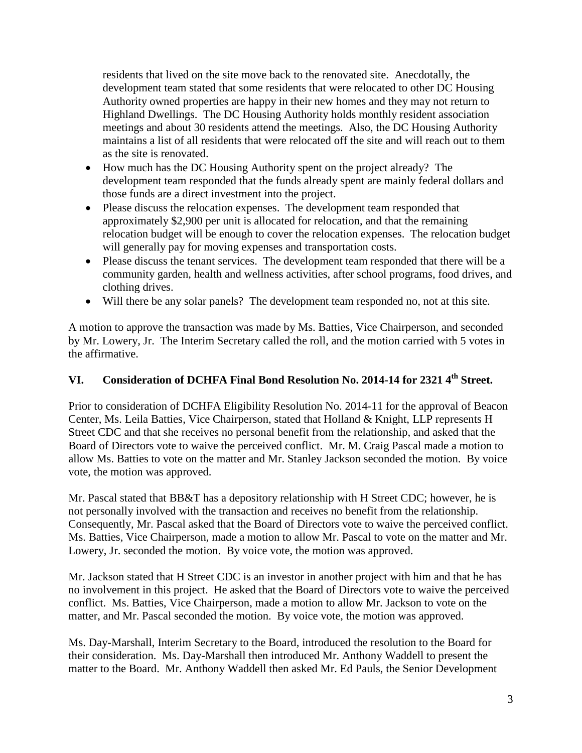residents that lived on the site move back to the renovated site. Anecdotally, the development team stated that some residents that were relocated to other DC Housing Authority owned properties are happy in their new homes and they may not return to Highland Dwellings. The DC Housing Authority holds monthly resident association meetings and about 30 residents attend the meetings. Also, the DC Housing Authority maintains a list of all residents that were relocated off the site and will reach out to them as the site is renovated.

- How much has the DC Housing Authority spent on the project already? The development team responded that the funds already spent are mainly federal dollars and those funds are a direct investment into the project.
- Please discuss the relocation expenses. The development team responded that approximately $2,900 per unit is allocated for relocation, and that the remaining relocation budget will be enough to cover the relocation expenses. The relocation budget will generally pay for moving expenses and transportation costs.
- Please discuss the tenant services. The development team responded that there will be a community garden, health and wellness activities, after school programs, food drives, and clothing drives.
- Will there be any solar panels? The development team responded no, not at this site.

A motion to approve the transaction was made by Ms. Batties, Vice Chairperson, and seconded by Mr. Lowery, Jr. The Interim Secretary called the roll, and the motion carried with 5 votes in the affirmative.

## VI. Consideration of DCHFA Final Bond Resolution No. 2014-14 for 2321 4th Street.

Prior to consideration of DCHFA Eligibility Resolution No. 2014-11 for the approval of Beacon Center, Ms. Leila Batties, Vice Chairperson, stated that Holland & Knight, LLP represents H Street CDC and that she receives no personal benefit from the relationship, and asked that the Board of Directors vote to waive the perceived conflict. Mr. M. Craig Pascal made a motion to allow Ms. Batties to vote on the matter and Mr. Stanley Jackson seconded the motion. By voice vote, the motion was approved.

Mr. Pascal stated that BB&T has a depository relationship with H Street CDC; however, he is not personally involved with the transaction and receives no benefit from the relationship. Consequently, Mr. Pascal asked that the Board of Directors vote to waive the perceived conflict. Ms. Batties, Vice Chairperson, made a motion to allow Mr. Pascal to vote on the matter and Mr. Lowery, Jr. seconded the motion. By voice vote, the motion was approved.

Mr. Jackson stated that H Street CDC is an investor in another project with him and that he has no involvement in this project. He asked that the Board of Directors vote to waive the perceived conflict. Ms. Batties, Vice Chairperson, made a motion to allow Mr. Jackson to vote on the matter, and Mr. Pascal seconded the motion. By voice vote, the motion was approved.

Ms. Day-Marshall, Interim Secretary to the Board, introduced the resolution to the Board for their consideration. Ms. Day-Marshall then introduced Mr. Anthony Waddell to present the matter to the Board. Mr. Anthony Waddell then asked Mr. Ed Pauls, the Senior Development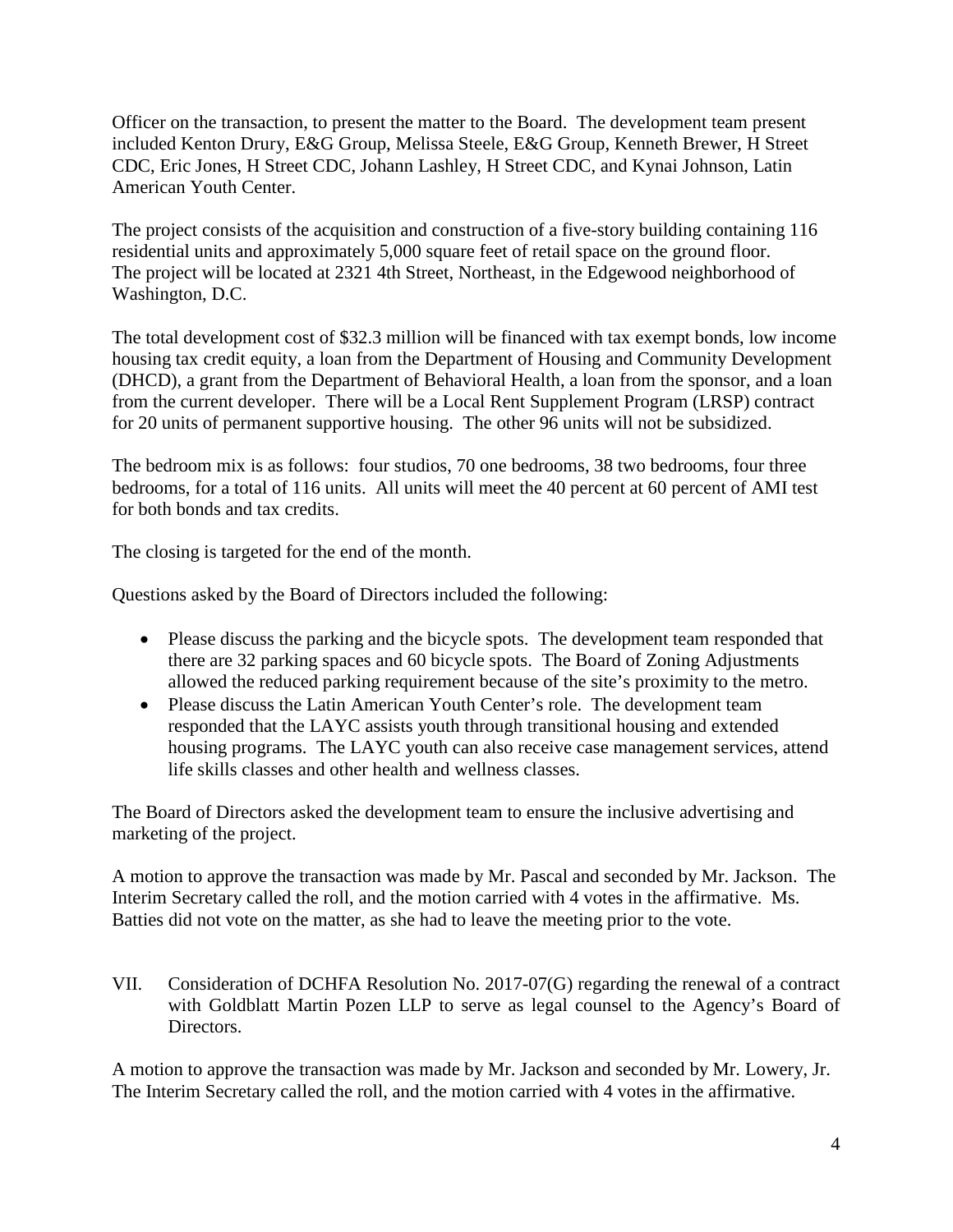Officer on the transaction, to present the matter to the Board. The development team present included Kenton Drury, E&G Group, Melissa Steele, E&G Group, Kenneth Brewer, H Street CDC, Eric Jones, H Street CDC, Johann Lashley, H Street CDC, and Kynai Johnson, Latin American Youth Center.

The project consists of the acquisition and construction of a five-story building containing 116 residential units and approximately 5,000 square feet of retail space on the ground floor. The project will be located at 2321 4th Street, Northeast, in the Edgewood neighborhood of Washington, D.C.

The total development cost of $32.3 million will be financed with tax exempt bonds, low income housing tax credit equity, a loan from the Department of Housing and Community Development (DHCD), a grant from the Department of Behavioral Health, a loan from the sponsor, and a loan from the current developer. There will be a Local Rent Supplement Program (LRSP) contract for 20 units of permanent supportive housing. The other 96 units will not be subsidized.

The bedroom mix is as follows: four studios, 70 one bedrooms, 38 two bedrooms, four three bedrooms, for a total of 116 units. All units will meet the 40 percent at 60 percent of AMI test for both bonds and tax credits.

The closing is targeted for the end of the month.

Questions asked by the Board of Directors included the following:

- Please discuss the parking and the bicycle spots. The development team responded that there are 32 parking spaces and 60 bicycle spots. The Board of Zoning Adjustments allowed the reduced parking requirement because of the site's proximity to the metro.
- Please discuss the Latin American Youth Center's role. The development team responded that the LAYC assists youth through transitional housing and extended housing programs. The LAYC youth can also receive case management services, attend life skills classes and other health and wellness classes.

The Board of Directors asked the development team to ensure the inclusive advertising and marketing of the project.

A motion to approve the transaction was made by Mr. Pascal and seconded by Mr. Jackson. The Interim Secretary called the roll, and the motion carried with 4 votes in the affirmative. Ms. Batties did not vote on the matter, as she had to leave the meeting prior to the vote.

VII. Consideration of DCHFA Resolution No. 2017-07(G) regarding the renewal of a contract with Goldblatt Martin Pozen LLP to serve as legal counsel to the Agency's Board of Directors.

A motion to approve the transaction was made by Mr. Jackson and seconded by Mr. Lowery, Jr. The Interim Secretary called the roll, and the motion carried with 4 votes in the affirmative.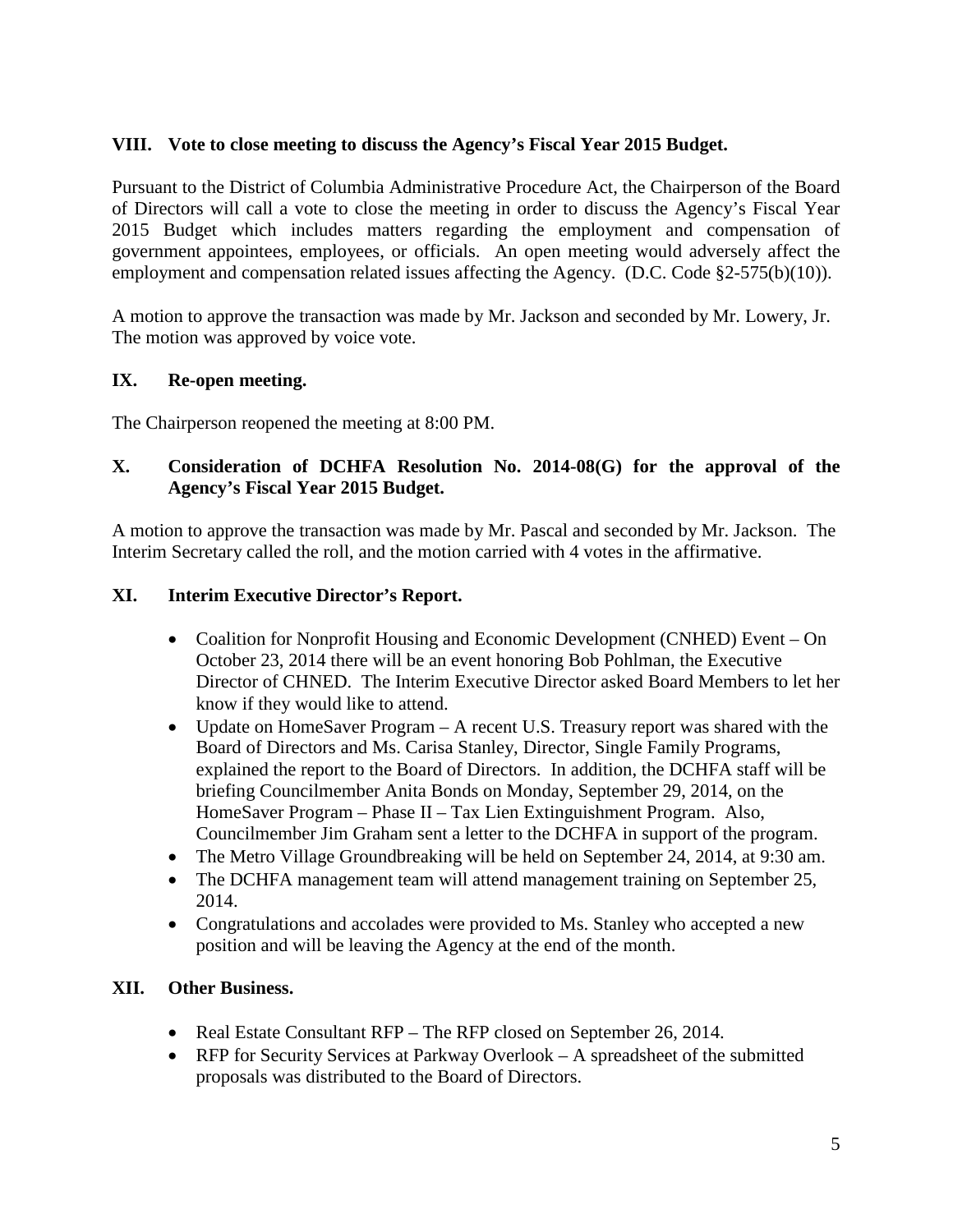## VIII. Vote to close meeting to discuss the Agency's Fiscal Year 2015 Budget.

Pursuant to the District of Columbia Administrative Procedure Act, the Chairperson of the Board of Directors will call a vote to close the meeting in order to discuss the Agency's Fiscal Year 2015 Budget which includes matters regarding the employment and compensation of government appointees, employees, or officials. An open meeting would adversely affect the employment and compensation related issues affecting the Agency. (D.C. Code §2-575(b)(10)).

A motion to approve the transaction was made by Mr. Jackson and seconded by Mr. Lowery, Jr. The motion was approved by voice vote.

## IX. Re-open meeting.

The Chairperson reopened the meeting at 8:00 PM.

## X. Consideration of DCHFA Resolution No. 2014-08(G) for the approval of the Agency's Fiscal Year 2015 Budget.

A motion to approve the transaction was made by Mr. Pascal and seconded by Mr. Jackson. The Interim Secretary called the roll, and the motion carried with 4 votes in the affirmative.

## XI. Interim Executive Director's Report.

- Coalition for Nonprofit Housing and Economic Development (CNHED) Event – On October 23, 2014 there will be an event honoring Bob Pohlman, the Executive Director of CHNED. The Interim Executive Director asked Board Members to let her know if they would like to attend.
- Update on HomeSaver Program – A recent U.S. Treasury report was shared with the Board of Directors and Ms. Carisa Stanley, Director, Single Family Programs, explained the report to the Board of Directors. In addition, the DCHFA staff will be briefing Councilmember Anita Bonds on Monday, September 29, 2014, on the HomeSaver Program – Phase II – Tax Lien Extinguishment Program. Also, Councilmember Jim Graham sent a letter to the DCHFA in support of the program.
- The Metro Village Groundbreaking will be held on September 24, 2014, at 9:30 am.
- The DCHFA management team will attend management training on September 25, 2014.
- Congratulations and accolades were provided to Ms. Stanley who accepted a new position and will be leaving the Agency at the end of the month.

## XII. Other Business.

- Real Estate Consultant RFP – The RFP closed on September 26, 2014.
- RFP for Security Services at Parkway Overlook – A spreadsheet of the submitted proposals was distributed to the Board of Directors.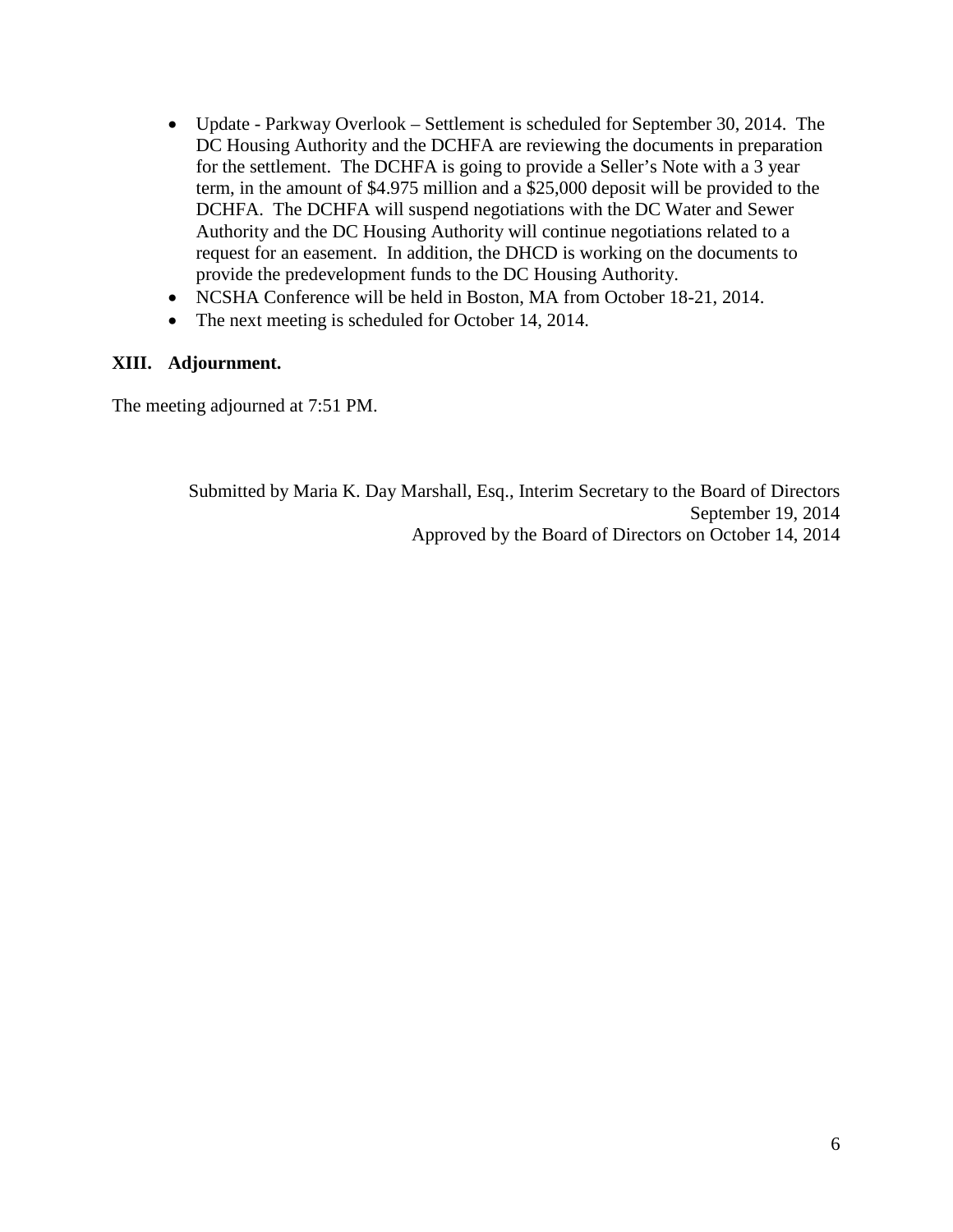- Update - Parkway Overlook – Settlement is scheduled for September 30, 2014. The DC Housing Authority and the DCHFA are reviewing the documents in preparation for the settlement. The DCHFA is going to provide a Seller's Note with a 3 year term, in the amount of $4.975 million and a $25,000 deposit will be provided to the DCHFA. The DCHFA will suspend negotiations with the DC Water and Sewer Authority and the DC Housing Authority will continue negotiations related to a request for an easement. In addition, the DHCD is working on the documents to provide the predevelopment funds to the DC Housing Authority.
- NCSHA Conference will be held in Boston, MA from October 18-21, 2014.
- The next meeting is scheduled for October 14, 2014.

**XIII. Adjournment.**

The meeting adjourned at 7:51 PM.

Submitted by Maria K. Day Marshall, Esq., Interim Secretary to the Board of Directors
September 19, 2014
Approved by the Board of Directors on October 14, 2014